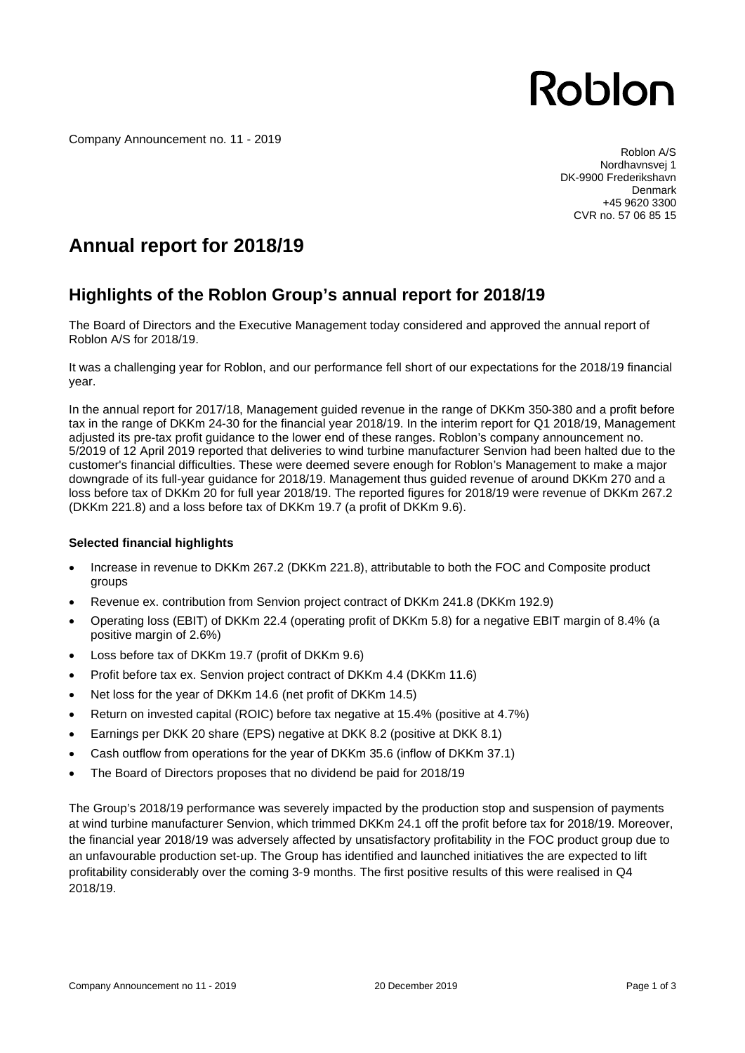Roblon

Company Announcement no. 11 - 2019

Roblon A/S
Nordhavnsvej 1
DK-9900 Frederikshavn
Denmark
+45 9620 3300
CVR no. 57 06 85 15

# Annual report for 2018/19

## Highlights of the Roblon Group's annual report for 2018/19

The Board of Directors and the Executive Management today considered and approved the annual report of Roblon A/S for 2018/19.

It was a challenging year for Roblon, and our performance fell short of our expectations for the 2018/19 financial year.

In the annual report for 2017/18, Management guided revenue in the range of DKKm 350-380 and a profit before tax in the range of DKKm 24-30 for the financial year 2018/19. In the interim report for Q1 2018/19, Management adjusted its pre-tax profit guidance to the lower end of these ranges. Roblon's company announcement no. 5/2019 of 12 April 2019 reported that deliveries to wind turbine manufacturer Senvion had been halted due to the customer's financial difficulties. These were deemed severe enough for Roblon's Management to make a major downgrade of its full-year guidance for 2018/19. Management thus guided revenue of around DKKm 270 and a loss before tax of DKKm 20 for full year 2018/19. The reported figures for 2018/19 were revenue of DKKm 267.2 (DKKm 221.8) and a loss before tax of DKKm 19.7 (a profit of DKKm 9.6).

### Selected financial highlights

- Increase in revenue to DKKm 267.2 (DKKm 221.8), attributable to both the FOC and Composite product groups
- Revenue ex. contribution from Senvion project contract of DKKm 241.8 (DKKm 192.9)
- Operating loss (EBIT) of DKKm 22.4 (operating profit of DKKm 5.8) for a negative EBIT margin of 8.4% (a positive margin of 2.6%)
- Loss before tax of DKKm 19.7 (profit of DKKm 9.6)
- Profit before tax ex. Senvion project contract of DKKm 4.4 (DKKm 11.6)
- Net loss for the year of DKKm 14.6 (net profit of DKKm 14.5)
- Return on invested capital (ROIC) before tax negative at 15.4% (positive at 4.7%)
- Earnings per DKK 20 share (EPS) negative at DKK 8.2 (positive at DKK 8.1)
- Cash outflow from operations for the year of DKKm 35.6 (inflow of DKKm 37.1)
- The Board of Directors proposes that no dividend be paid for 2018/19

The Group's 2018/19 performance was severely impacted by the production stop and suspension of payments at wind turbine manufacturer Senvion, which trimmed DKKm 24.1 off the profit before tax for 2018/19. Moreover, the financial year 2018/19 was adversely affected by unsatisfactory profitability in the FOC product group due to an unfavourable production set-up. The Group has identified and launched initiatives the are expected to lift profitability considerably over the coming 3-9 months. The first positive results of this were realised in Q4 2018/19.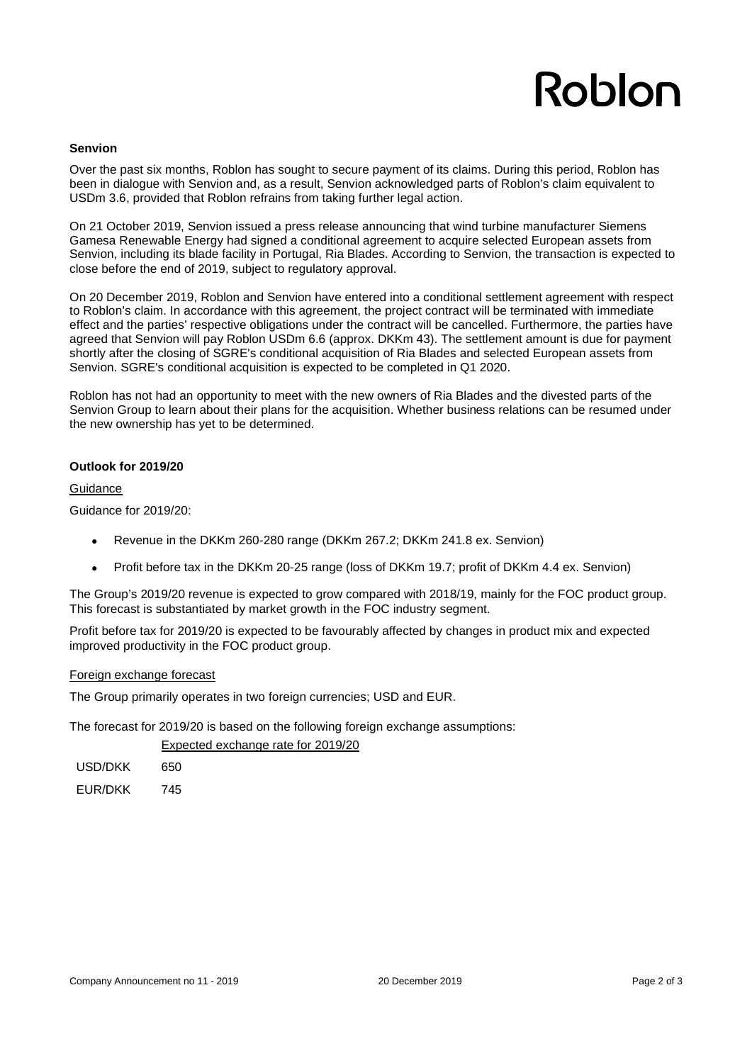## Senvion

Over the past six months, Roblon has sought to secure payment of its claims. During this period, Roblon has been in dialogue with Senvion and, as a result, Senvion acknowledged parts of Roblon's claim equivalent to USDm 3.6, provided that Roblon refrains from taking further legal action.

On 21 October 2019, Senvion issued a press release announcing that wind turbine manufacturer Siemens Gamesa Renewable Energy had signed a conditional agreement to acquire selected European assets from Senvion, including its blade facility in Portugal, Ria Blades. According to Senvion, the transaction is expected to close before the end of 2019, subject to regulatory approval.

On 20 December 2019, Roblon and Senvion have entered into a conditional settlement agreement with respect to Roblon's claim. In accordance with this agreement, the project contract will be terminated with immediate effect and the parties' respective obligations under the contract will be cancelled. Furthermore, the parties have agreed that Senvion will pay Roblon USDm 6.6 (approx. DKKm 43). The settlement amount is due for payment shortly after the closing of SGRE's conditional acquisition of Ria Blades and selected European assets from Senvion. SGRE's conditional acquisition is expected to be completed in Q1 2020.

Roblon has not had an opportunity to meet with the new owners of Ria Blades and the divested parts of the Senvion Group to learn about their plans for the acquisition. Whether business relations can be resumed under the new ownership has yet to be determined.

## Outlook for 2019/20

### Guidance

Guidance for 2019/20:

- Revenue in the DKKm 260-280 range (DKKm 267.2; DKKm 241.8 ex. Senvion)
- Profit before tax in the DKKm 20-25 range (loss of DKKm 19.7; profit of DKKm 4.4 ex. Senvion)

The Group's 2019/20 revenue is expected to grow compared with 2018/19, mainly for the FOC product group. This forecast is substantiated by market growth in the FOC industry segment.

Profit before tax for 2019/20 is expected to be favourably affected by changes in product mix and expected improved productivity in the FOC product group.

### Foreign exchange forecast

The Group primarily operates in two foreign currencies; USD and EUR.

The forecast for 2019/20 is based on the following foreign exchange assumptions:

| | Expected exchange rate for 2019/20 |
|---|---|
| USD/DKK | 650 |
| EUR/DKK | 745 |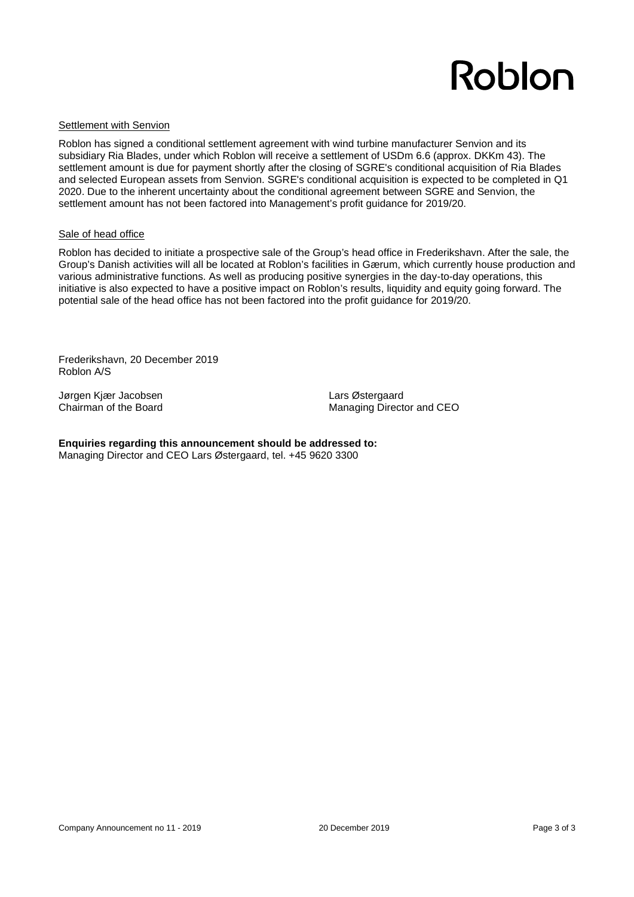<u>Settlement with Senvion</u>

Roblon has signed a conditional settlement agreement with wind turbine manufacturer Senvion and its subsidiary Ria Blades, under which Roblon will receive a settlement of USDm 6.6 (approx. DKKm 43). The settlement amount is due for payment shortly after the closing of SGRE's conditional acquisition of Ria Blades and selected European assets from Senvion. SGRE's conditional acquisition is expected to be completed in Q1 2020. Due to the inherent uncertainty about the conditional agreement between SGRE and Senvion, the settlement amount has not been factored into Management's profit guidance for 2019/20.

<u>Sale of head office</u>

Roblon has decided to initiate a prospective sale of the Group's head office in Frederikshavn. After the sale, the Group's Danish activities will all be located at Roblon's facilities in Gærum, which currently house production and various administrative functions. As well as producing positive synergies in the day-to-day operations, this initiative is also expected to have a positive impact on Roblon's results, liquidity and equity going forward. The potential sale of the head office has not been factored into the profit guidance for 2019/20.

Frederikshavn, 20 December 2019
Roblon A/S

Jørgen Kjær Jacobsen
Chairman of the Board

Lars Østergaard
Managing Director and CEO

**Enquiries regarding this announcement should be addressed to:**
Managing Director and CEO Lars Østergaard, tel. +45 9620 3300